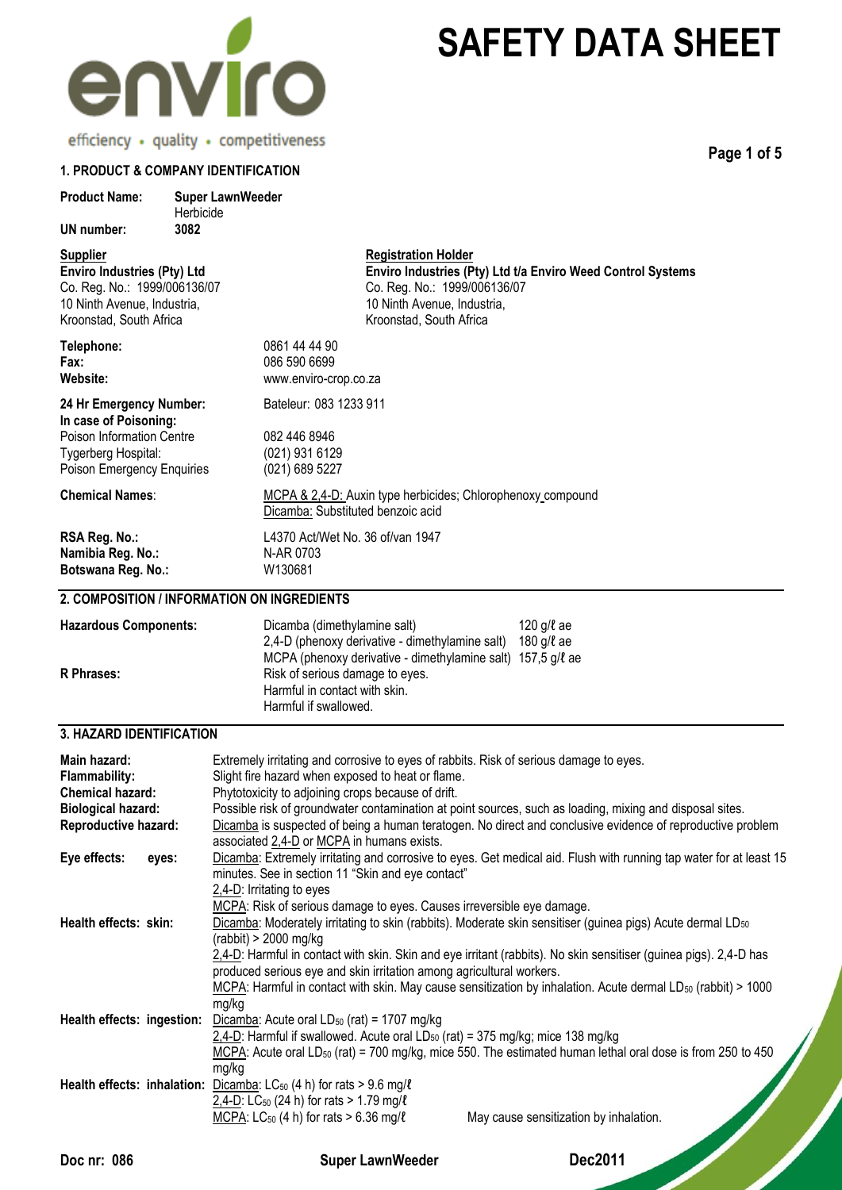# SAFETY DATA SHEET

efficiency • quality • competitiveness

## 1. PRODUCT & COMPANY IDENTIFICATION

**Product Name:** **Super LawnWeeder**
Herbicide

**UN number:** **3082**

**Supplier**
**Enviro Industries (Pty) Ltd**
Co. Reg. No.: 1999/006136/07
10 Ninth Avenue, Industria,
Kroonstad, South Africa

**Registration Holder**
**Enviro Industries (Pty) Ltd t/a Enviro Weed Control Systems**
Co. Reg. No.: 1999/006136/07
10 Ninth Avenue, Industria,
Kroonstad, South Africa

| | |
|---|---|
| **Telephone:** | 0861 44 44 90 |
| **Fax:** | 086 590 6699 |
| **Website:** | www.enviro-crop.co.za |
| **24 Hr Emergency Number:** | Bateleur: 083 1233 911 |
| **In case of Poisoning:** | |
| Poison Information Centre | 082 446 8946 |
| Tygerberg Hospital: | (021) 931 6129 |
| Poison Emergency Enquiries | (021) 689 5227 |
| **Chemical Names**: | MCPA & 2,4-D: Auxin type herbicides; Chlorophenoxy compound<br>Dicamba: Substituted benzoic acid |
| **RSA Reg. No.:** | L4370 Act/Wet No. 36 of/van 1947 |
| **Namibia Reg. No.:** | N-AR 0703 |
| **Botswana Reg. No.:** | W130681 |

## 2. COMPOSITION / INFORMATION ON INGREDIENTS

**Hazardous Components:**

| | |
|---|---|
| Dicamba (dimethylamine salt) | 120 g/ℓ ae |
| 2,4-D (phenoxy derivative - dimethylamine salt) | 180 g/ℓ ae |
| MCPA (phenoxy derivative - dimethylamine salt) | 157,5 g/ℓ ae |

**R Phrases:**
Risk of serious damage to eyes.
Harmful in contact with skin.
Harmful if swallowed.

## 3. HAZARD IDENTIFICATION

**Main hazard:** Extremely irritating and corrosive to eyes of rabbits. Risk of serious damage to eyes.

**Flammability:** Slight fire hazard when exposed to heat or flame.

**Chemical hazard:** Phytotoxicity to adjoining crops because of drift.

**Biological hazard:** Possible risk of groundwater contamination at point sources, such as loading, mixing and disposal sites.

**Reproductive hazard:** Dicamba is suspected of being a human teratogen. No direct and conclusive evidence of reproductive problem associated 2,4-D or MCPA in humans exists.

**Eye effects: eyes:** Dicamba: Extremely irritating and corrosive to eyes. Get medical aid. Flush with running tap water for at least 15 minutes. See in section 11 "Skin and eye contact"
2,4-D: Irritating to eyes
MCPA: Risk of serious damage to eyes. Causes irreversible eye damage.

**Health effects: skin:** Dicamba: Moderately irritating to skin (rabbits). Moderate skin sensitiser (guinea pigs) Acute dermal $LD_{50}$ (rabbit) > 2000 mg/kg
2,4-D: Harmful in contact with skin. Skin and eye irritant (rabbits). No skin sensitiser (guinea pigs). 2,4-D has produced serious eye and skin irritation among agricultural workers.
MCPA: Harmful in contact with skin. May cause sensitization by inhalation. Acute dermal $LD_{50}$ (rabbit) > 1000 mg/kg

**Health effects: ingestion:** Dicamba: Acute oral $LD_{50}$ (rat) = 1707 mg/kg
2,4-D: Harmful if swallowed. Acute oral $LD_{50}$ (rat) = 375 mg/kg; mice 138 mg/kg
MCPA: Acute oral $LD_{50}$ (rat) = 700 mg/kg, mice 550. The estimated human lethal oral dose is from 250 to 450 mg/kg

**Health effects: inhalation:** Dicamba: $LC_{50}$ (4 h) for rats > 9.6 mg/ℓ
2,4-D: $LC_{50}$ (24 h) for rats > 1.79 mg/ℓ
MCPA: $LC_{50}$ (4 h) for rats > 6.36 mg/ℓ May cause sensitization by inhalation.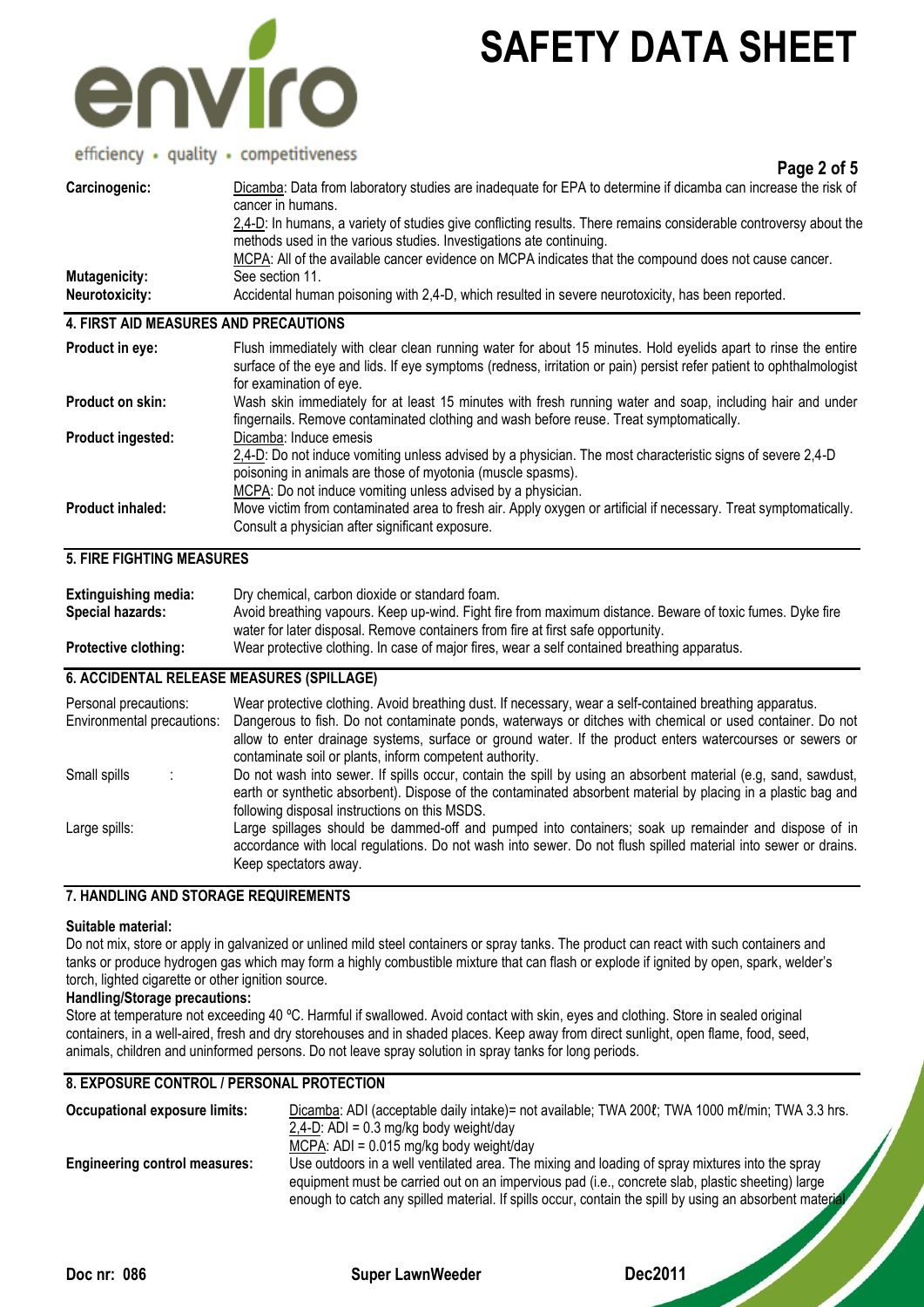| | |
|---|---|
| **Carcinogenic:** | Dicamba: Data from laboratory studies are inadequate for EPA to determine if dicamba can increase the risk of cancer in humans.<br>2,4-D: In humans, a variety of studies give conflicting results. There remains considerable controversy about the methods used in the various studies. Investigations ate continuing.<br>MCPA: All of the available cancer evidence on MCPA indicates that the compound does not cause cancer. |
| **Mutagenicity:** | See section 11. |
| **Neurotoxicity:** | Accidental human poisoning with 2,4-D, which resulted in severe neurotoxicity, has been reported. |

## 4. FIRST AID MEASURES AND PRECAUTIONS

| | |
|---|---|
| **Product in eye:** | Flush immediately with clear clean running water for about 15 minutes. Hold eyelids apart to rinse the entire surface of the eye and lids. If eye symptoms (redness, irritation or pain) persist refer patient to ophthalmologist for examination of eye. |
| **Product on skin:** | Wash skin immediately for at least 15 minutes with fresh running water and soap, including hair and under fingernails. Remove contaminated clothing and wash before reuse. Treat symptomatically. |
| **Product ingested:** | Dicamba: Induce emesis<br>2,4-D: Do not induce vomiting unless advised by a physician. The most characteristic signs of severe 2,4-D poisoning in animals are those of myotonia (muscle spasms).<br>MCPA: Do not induce vomiting unless advised by a physician. |
| **Product inhaled:** | Move victim from contaminated area to fresh air. Apply oxygen or artificial if necessary. Treat symptomatically. Consult a physician after significant exposure. |

## 5. FIRE FIGHTING MEASURES

| | |
|---|---|
| **Extinguishing media:** | Dry chemical, carbon dioxide or standard foam. |
| **Special hazards:** | Avoid breathing vapours. Keep up-wind. Fight fire from maximum distance. Beware of toxic fumes. Dyke fire water for later disposal. Remove containers from fire at first safe opportunity. |
| **Protective clothing:** | Wear protective clothing. In case of major fires, wear a self contained breathing apparatus. |

## 6. ACCIDENTAL RELEASE MEASURES (SPILLAGE)

| | |
|---|---|
| Personal precautions: | Wear protective clothing. Avoid breathing dust. If necessary, wear a self-contained breathing apparatus. |
| Environmental precautions: | Dangerous to fish. Do not contaminate ponds, waterways or ditches with chemical or used container. Do not allow to enter drainage systems, surface or ground water. If the product enters watercourses or sewers or contaminate soil or plants, inform competent authority. |
| Small spills : | Do not wash into sewer. If spills occur, contain the spill by using an absorbent material (e.g, sand, sawdust, earth or synthetic absorbent). Dispose of the contaminated absorbent material by placing in a plastic bag and following disposal instructions on this MSDS. |
| Large spills: | Large spillages should be dammed-off and pumped into containers; soak up remainder and dispose of in accordance with local regulations. Do not wash into sewer. Do not flush spilled material into sewer or drains. Keep spectators away. |

## 7. HANDLING AND STORAGE REQUIREMENTS

**Suitable material:**

Do not mix, store or apply in galvanized or unlined mild steel containers or spray tanks. The product can react with such containers and tanks or produce hydrogen gas which may form a highly combustible mixture that can flash or explode if ignited by open, spark, welder's torch, lighted cigarette or other ignition source.

**Handling/Storage precautions:**

Store at temperature not exceeding 40 ºC. Harmful if swallowed. Avoid contact with skin, eyes and clothing. Store in sealed original containers, in a well-aired, fresh and dry storehouses and in shaded places. Keep away from direct sunlight, open flame, food, seed, animals, children and uninformed persons. Do not leave spray solution in spray tanks for long periods.

## 8. EXPOSURE CONTROL / PERSONAL PROTECTION

| | |
|---|---|
| **Occupational exposure limits:** | Dicamba: ADI (acceptable daily intake)= not available; TWA 200ℓ; TWA 1000 mℓ/min; TWA 3.3 hrs.<br>2,4-D: ADI = 0.3 mg/kg body weight/day<br>MCPA: ADI = 0.015 mg/kg body weight/day |
| **Engineering control measures:** | Use outdoors in a well ventilated area. The mixing and loading of spray mixtures into the spray equipment must be carried out on an impervious pad (i.e., concrete slab, plastic sheeting) large enough to catch any spilled material. If spills occur, contain the spill by using an absorbent material |

Doc nr: 086 Super LawnWeeder Dec2011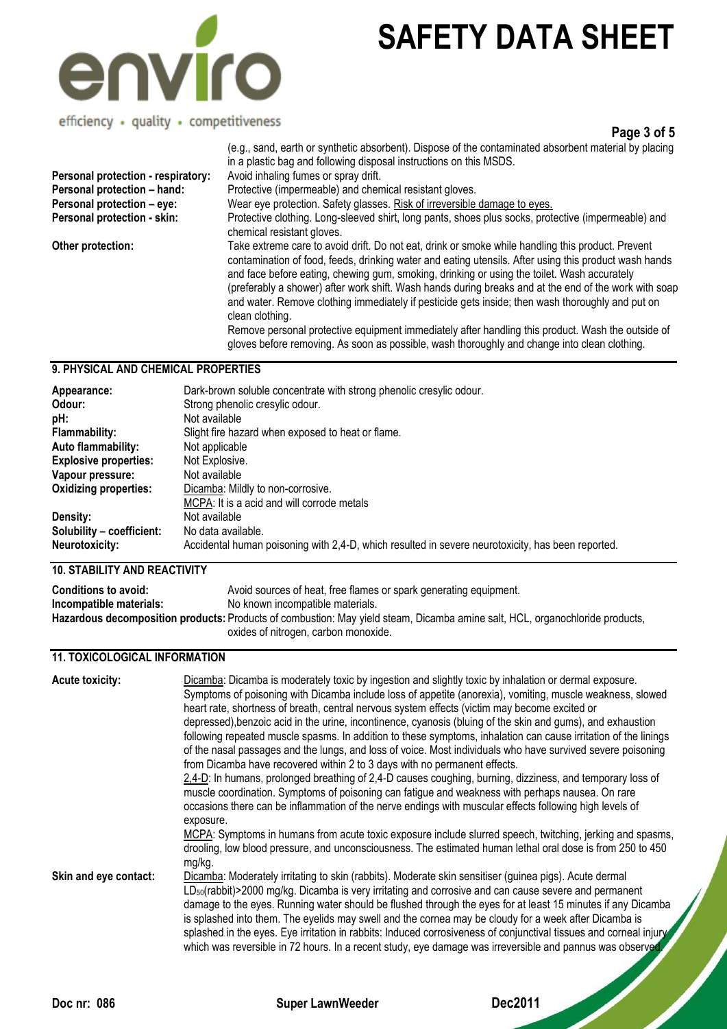(e.g., sand, earth or synthetic absorbent). Dispose of the contaminated absorbent material by placing in a plastic bag and following disposal instructions on this MSDS.

**Personal protection - respiratory:** Avoid inhaling fumes or spray drift.

**Personal protection – hand:** Protective (impermeable) and chemical resistant gloves.

**Personal protection – eye:** Wear eye protection. Safety glasses. Risk of irreversible damage to eyes.

**Personal protection - skin:** Protective clothing. Long-sleeved shirt, long pants, shoes plus socks, protective (impermeable) and chemical resistant gloves.

**Other protection:** Take extreme care to avoid drift. Do not eat, drink or smoke while handling this product. Prevent contamination of food, feeds, drinking water and eating utensils. After using this product wash hands and face before eating, chewing gum, smoking, drinking or using the toilet. Wash accurately (preferably a shower) after work shift. Wash hands during breaks and at the end of the work with soap and water. Remove clothing immediately if pesticide gets inside; then wash thoroughly and put on clean clothing.

Remove personal protective equipment immediately after handling this product. Wash the outside of gloves before removing. As soon as possible, wash thoroughly and change into clean clothing.

## 9. PHYSICAL AND CHEMICAL PROPERTIES

**Appearance:** Dark-brown soluble concentrate with strong phenolic cresylic odour.

**Odour:** Strong phenolic cresylic odour.

**pH:** Not available

**Flammability:** Slight fire hazard when exposed to heat or flame.

**Auto flammability:** Not applicable

**Explosive properties:** Not Explosive.

**Vapour pressure:** Not available

**Oxidizing properties:** Dicamba: Mildly to non-corrosive.
MCPA: It is a acid and will corrode metals

**Density:** Not available

**Solubility – coefficient:** No data available.

**Neurotoxicity:** Accidental human poisoning with 2,4-D, which resulted in severe neurotoxicity, has been reported.

## 10. STABILITY AND REACTIVITY

**Conditions to avoid:** Avoid sources of heat, free flames or spark generating equipment.

**Incompatible materials:** No known incompatible materials.

**Hazardous decomposition products:** Products of combustion: May yield steam, Dicamba amine salt, HCL, organochloride products, oxides of nitrogen, carbon monoxide.

## 11. TOXICOLOGICAL INFORMATION

**Acute toxicity:** Dicamba: Dicamba is moderately toxic by ingestion and slightly toxic by inhalation or dermal exposure. Symptoms of poisoning with Dicamba include loss of appetite (anorexia), vomiting, muscle weakness, slowed heart rate, shortness of breath, central nervous system effects (victim may become excited or depressed),benzoic acid in the urine, incontinence, cyanosis (bluing of the skin and gums), and exhaustion following repeated muscle spasms. In addition to these symptoms, inhalation can cause irritation of the linings of the nasal passages and the lungs, and loss of voice. Most individuals who have survived severe poisoning from Dicamba have recovered within 2 to 3 days with no permanent effects.

2,4-D: In humans, prolonged breathing of 2,4-D causes coughing, burning, dizziness, and temporary loss of muscle coordination. Symptoms of poisoning can fatigue and weakness with perhaps nausea. On rare occasions there can be inflammation of the nerve endings with muscular effects following high levels of exposure.

MCPA: Symptoms in humans from acute toxic exposure include slurred speech, twitching, jerking and spasms, drooling, low blood pressure, and unconsciousness. The estimated human lethal oral dose is from 250 to 450 mg/kg.

**Skin and eye contact:** Dicamba: Moderately irritating to skin (rabbits). Moderate skin sensitiser (guinea pigs). Acute dermal $LD_{50}$(rabbit)>2000 mg/kg. Dicamba is very irritating and corrosive and can cause severe and permanent damage to the eyes. Running water should be flushed through the eyes for at least 15 minutes if any Dicamba is splashed into them. The eyelids may swell and the cornea may be cloudy for a week after Dicamba is splashed in the eyes. Eye irritation in rabbits: Induced corrosiveness of conjunctival tissues and corneal injury which was reversible in 72 hours. In a recent study, eye damage was irreversible and pannus was observed.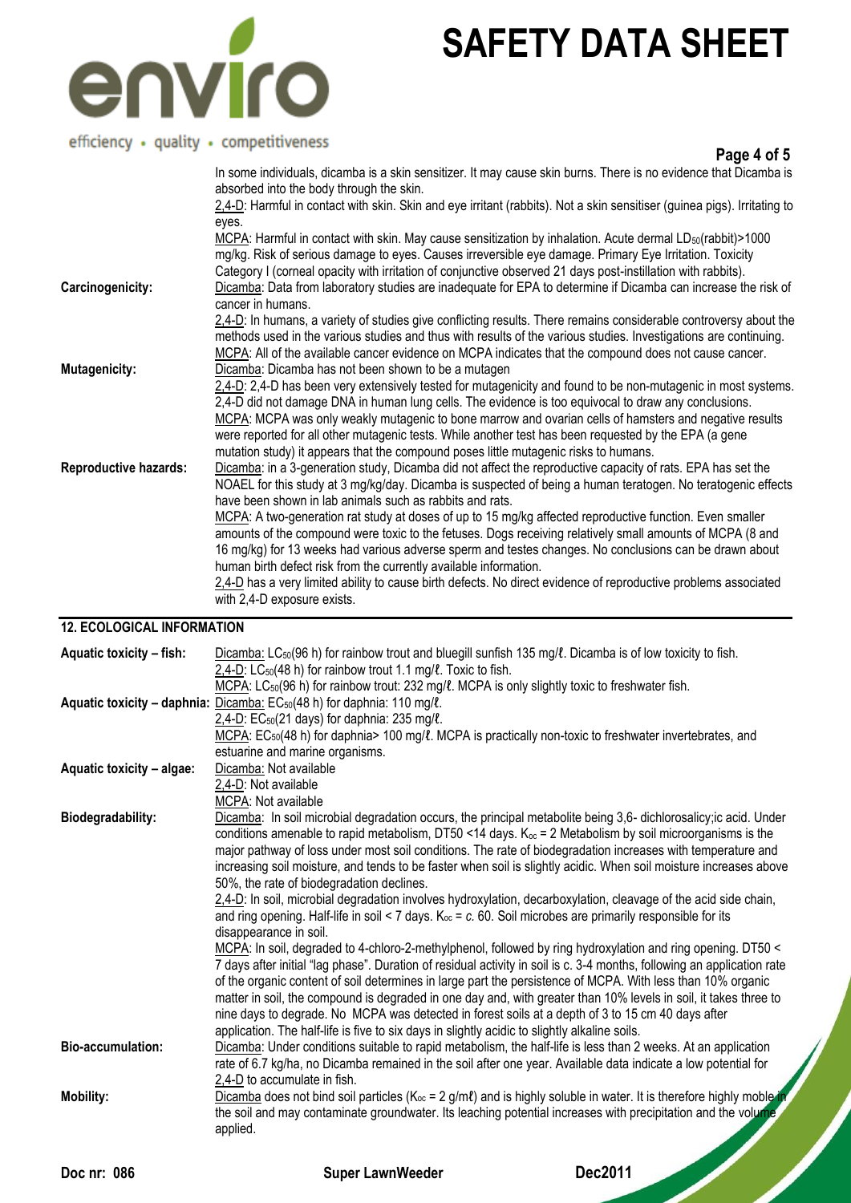In some individuals, dicamba is a skin sensitizer. It may cause skin burns. There is no evidence that Dicamba is absorbed into the body through the skin.

2,4-D: Harmful in contact with skin. Skin and eye irritant (rabbits). Not a skin sensitiser (guinea pigs). Irritating to eyes.

MCPA: Harmful in contact with skin. May cause sensitization by inhalation. Acute dermal $LD_{50}$(rabbit)>1000 mg/kg. Risk of serious damage to eyes. Causes irreversible eye damage. Primary Eye Irritation. Toxicity Category I (corneal opacity with irritation of conjunctive observed 21 days post-instillation with rabbits).

**Carcinogenicity:** Dicamba: Data from laboratory studies are inadequate for EPA to determine if Dicamba can increase the risk of cancer in humans.

2,4-D: In humans, a variety of studies give conflicting results. There remains considerable controversy about the methods used in the various studies and thus with results of the various studies. Investigations are continuing.

MCPA: All of the available cancer evidence on MCPA indicates that the compound does not cause cancer.

**Mutagenicity:** Dicamba: Dicamba has not been shown to be a mutagen

2,4-D: 2,4-D has been very extensively tested for mutagenicity and found to be non-mutagenic in most systems. 2,4-D did not damage DNA in human lung cells. The evidence is too equivocal to draw any conclusions.

MCPA: MCPA was only weakly mutagenic to bone marrow and ovarian cells of hamsters and negative results were reported for all other mutagenic tests. While another test has been requested by the EPA (a gene mutation study) it appears that the compound poses little mutagenic risks to humans.

**Reproductive hazards:** Dicamba: in a 3-generation study, Dicamba did not affect the reproductive capacity of rats. EPA has set the NOAEL for this study at 3 mg/kg/day. Dicamba is suspected of being a human teratogen. No teratogenic effects have been shown in lab animals such as rabbits and rats.

MCPA: A two-generation rat study at doses of up to 15 mg/kg affected reproductive function. Even smaller amounts of the compound were toxic to the fetuses. Dogs receiving relatively small amounts of MCPA (8 and 16 mg/kg) for 13 weeks had various adverse sperm and testes changes. No conclusions can be drawn about human birth defect risk from the currently available information.

2,4-D has a very limited ability to cause birth defects. No direct evidence of reproductive problems associated with 2,4-D exposure exists.

## 12. ECOLOGICAL INFORMATION

**Aquatic toxicity – fish:** Dicamba: $LC_{50}$(96 h) for rainbow trout and bluegill sunfish 135 mg/ℓ. Dicamba is of low toxicity to fish.

2,4-D: $LC_{50}$(48 h) for rainbow trout 1.1 mg/ℓ. Toxic to fish.

MCPA: $LC_{50}$(96 h) for rainbow trout: 232 mg/ℓ. MCPA is only slightly toxic to freshwater fish.

**Aquatic toxicity – daphnia:** Dicamba: $EC_{50}$(48 h) for daphnia: 110 mg/ℓ.

2,4-D: $EC_{50}$(21 days) for daphnia: 235 mg/ℓ.

MCPA: $EC_{50}$(48 h) for daphnia> 100 mg/ℓ. MCPA is practically non-toxic to freshwater invertebrates, and estuarine and marine organisms.

**Aquatic toxicity – algae:** Dicamba: Not available

2,4-D: Not available

MCPA: Not available

**Biodegradability:** Dicamba: In soil microbial degradation occurs, the principal metabolite being 3,6- dichlorosalicy;ic acid. Under conditions amenable to rapid metabolism, DT50 <14 days. $K_{oc}$ = 2 Metabolism by soil microorganisms is the major pathway of loss under most soil conditions. The rate of biodegradation increases with temperature and increasing soil moisture, and tends to be faster when soil is slightly acidic. When soil moisture increases above 50%, the rate of biodegradation declines.

2,4-D: In soil, microbial degradation involves hydroxylation, decarboxylation, cleavage of the acid side chain, and ring opening. Half-life in soil < 7 days. $K_{oc}$ = *c.* 60. Soil microbes are primarily responsible for its disappearance in soil.

MCPA: In soil, degraded to 4-chloro-2-methylphenol, followed by ring hydroxylation and ring opening. DT50 < 7 days after initial "lag phase". Duration of residual activity in soil is c. 3-4 months, following an application rate of the organic content of soil determines in large part the persistence of MCPA. With less than 10% organic matter in soil, the compound is degraded in one day and, with greater than 10% levels in soil, it takes three to nine days to degrade. No MCPA was detected in forest soils at a depth of 3 to 15 cm 40 days after application. The half-life is five to six days in slightly acidic to slightly alkaline soils.

**Bio-accumulation:** Dicamba: Under conditions suitable to rapid metabolism, the half-life is less than 2 weeks. At an application rate of 6.7 kg/ha, no Dicamba remained in the soil after one year. Available data indicate a low potential for 2,4-D to accumulate in fish.

**Mobility:** Dicamba does not bind soil particles ($K_{oc}$ = 2 g/mℓ) and is highly soluble in water. It is therefore highly moble in the soil and may contaminate groundwater. Its leaching potential increases with precipitation and the volume applied.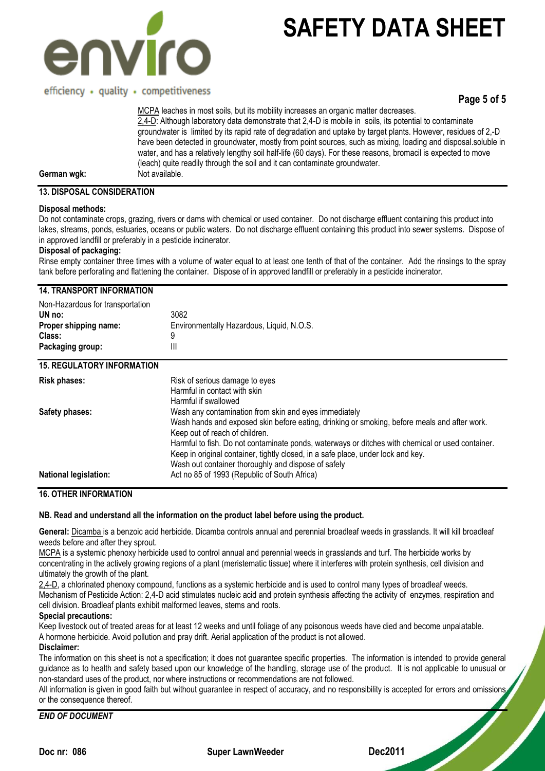MCPA leaches in most soils, but its mobility increases an organic matter decreases.
2,4-D: Although laboratory data demonstrate that 2,4-D is mobile in soils, its potential to contaminate groundwater is limited by its rapid rate of degradation and uptake by target plants. However, residues of 2,-D have been detected in groundwater, mostly from point sources, such as mixing, loading and disposal.soluble in water, and has a relatively lengthy soil half-life (60 days). For these reasons, bromacil is expected to move (leach) quite readily through the soil and it can contaminate groundwater.

**German wgk:** Not available.

## 13. DISPOSAL CONSIDERATION

**Disposal methods:**
Do not contaminate crops, grazing, rivers or dams with chemical or used container. Do not discharge effluent containing this product into lakes, streams, ponds, estuaries, oceans or public waters. Do not discharge effluent containing this product into sewer systems. Dispose of in approved landfill or preferably in a pesticide incinerator.

**Disposal of packaging:**
Rinse empty container three times with a volume of water equal to at least one tenth of that of the container. Add the rinsings to the spray tank before perforating and flattening the container. Dispose of in approved landfill or preferably in a pesticide incinerator.

## 14. TRANSPORT INFORMATION

Non-Hazardous for transportation

| | |
|---|---|
| **UN no:** | 3082 |
| **Proper shipping name:** | Environmentally Hazardous, Liquid, N.O.S. |
| **Class:** | 9 |
| **Packaging group:** | III |

## 15. REGULATORY INFORMATION

**Risk phases:**
Risk of serious damage to eyes
Harmful in contact with skin
Harmful if swallowed

**Safety phases:**
Wash any contamination from skin and eyes immediately
Wash hands and exposed skin before eating, drinking or smoking, before meals and after work.
Keep out of reach of children.
Harmful to fish. Do not contaminate ponds, waterways or ditches with chemical or used container.
Keep in original container, tightly closed, in a safe place, under lock and key.
Wash out container thoroughly and dispose of safely

**National legislation:** Act no 85 of 1993 (Republic of South Africa)

## 16. OTHER INFORMATION

**NB. Read and understand all the information on the product label before using the product.**

**General:** Dicamba is a benzoic acid herbicide. Dicamba controls annual and perennial broadleaf weeds in grasslands. It will kill broadleaf weeds before and after they sprout.

MCPA is a systemic phenoxy herbicide used to control annual and perennial weeds in grasslands and turf. The herbicide works by concentrating in the actively growing regions of a plant (meristematic tissue) where it interferes with protein synthesis, cell division and ultimately the growth of the plant.

2,4-D, a chlorinated phenoxy compound, functions as a systemic herbicide and is used to control many types of broadleaf weeds.
Mechanism of Pesticide Action: 2,4-D acid stimulates nucleic acid and protein synthesis affecting the activity of enzymes, respiration and cell division. Broadleaf plants exhibit malformed leaves, stems and roots.

**Special precautions:**
Keep livestock out of treated areas for at least 12 weeks and until foliage of any poisonous weeds have died and become unpalatable.
A hormone herbicide. Avoid pollution and pray drift. Aerial application of the product is not allowed.

**Disclaimer:**
The information on this sheet is not a specification; it does not guarantee specific properties. The information is intended to provide general guidance as to health and safety based upon our knowledge of the handling, storage use of the product. It is not applicable to unusual or non-standard uses of the product, nor where instructions or recommendations are not followed.
All information is given in good faith but without guarantee in respect of accuracy, and no responsibility is accepted for errors and omissions or the consequence thereof.

***END OF DOCUMENT***